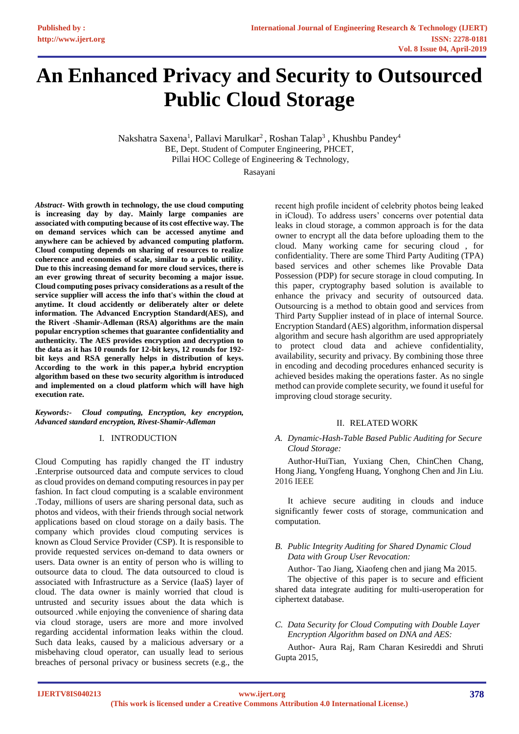# An Enhanced Privacy and Security to Outsourced Public Cloud Storage

Nakshatra Saxena[1], Pallavi Marulkar[2], Roshan Talap[3], Khushbu Pandey[4]
BE, Dept. Student of Computer Engineering, PHCET,
Pillai HOC College of Engineering & Technology,
Rasayani

***Abstract-* With growth in technology, the use cloud computing is increasing day by day. Mainly large companies are associated with computing because of its cost effective way. The on demand services which can be accessed anytime and anywhere can be achieved by advanced computing platform. Cloud computing depends on sharing of resources to realize coherence and economies of scale, similar to a public utility. Due to this increasing demand for more cloud services, there is an ever growing threat of security becoming a major issue. Cloud computing poses privacy considerations as a result of the service supplier will access the info that's within the cloud at anytime. It cloud accidently or deliberately alter or delete information. The Advanced Encryption Standard(AES), and the Rivert -Shamir-Adleman (RSA) algorithms are the main popular encryption schemes that guarantee confidentiality and authenticity. The AES provides encryption and decryption to the data as it has 10 rounds for 12-bit keys, 12 rounds for 192-bit keys and RSA generally helps in distribution of keys. According to the work in this paper,a hybrid encryption algorithm based on these two security algorithm is introduced and implemented on a cloud platform which will have high execution rate.**

***Keywords:-* *Cloud computing, Encryption, key encryption, Advanced standard encryption, Rivest-Shamir-Adleman***

## I. INTRODUCTION

Cloud Computing has rapidly changed the IT industry .Enterprise outsourced data and compute services to cloud as cloud provides on demand computing resources in pay per fashion. In fact cloud computing is a scalable environment .Today, millions of users are sharing personal data, such as photos and videos, with their friends through social network applications based on cloud storage on a daily basis. The company which provides cloud computing services is known as Cloud Service Provider (CSP). It is responsible to provide requested services on-demand to data owners or users. Data owner is an entity of person who is willing to outsource data to cloud. The data outsourced to cloud is associated with Infrastructure as a Service (IaaS) layer of cloud. The data owner is mainly worried that cloud is untrusted and security issues about the data which is outsourced .while enjoying the convenience of sharing data via cloud storage, users are more and more involved regarding accidental information leaks within the cloud. Such data leaks, caused by a malicious adversary or a misbehaving cloud operator, can usually lead to serious breaches of personal privacy or business secrets (e.g., the recent high profile incident of celebrity photos being leaked in iCloud). To address users' concerns over potential data leaks in cloud storage, a common approach is for the data owner to encrypt all the data before uploading them to the cloud. Many working came for securing cloud , for confidentiality. There are some Third Party Auditing (TPA) based services and other schemes like Provable Data Possession (PDP) for secure storage in cloud computing. In this paper, cryptography based solution is available to enhance the privacy and security of outsourced data. Outsourcing is a method to obtain good and services from Third Party Supplier instead of in place of internal Source. Encryption Standard (AES) algorithm, information dispersal algorithm and secure hash algorithm are used appropriately to protect cloud data and achieve confidentiality, availability, security and privacy. By combining those three in encoding and decoding procedures enhanced security is achieved besides making the operations faster. As no single method can provide complete security, we found it useful for improving cloud storage security.

## II. RELATED WORK

### *A. Dynamic-Hash-Table Based Public Auditing for Secure Cloud Storage:*

Author-HuiTian, Yuxiang Chen, ChinChen Chang, Hong Jiang, Yongfeng Huang, Yonghong Chen and Jin Liu. 2016 IEEE

It achieve secure auditing in clouds and induce significantly fewer costs of storage, communication and computation.

### *B. Public Integrity Auditing for Shared Dynamic Cloud Data with Group User Revocation:*

Author- Tao Jiang, Xiaofeng chen and jiang Ma 2015.

The objective of this paper is to secure and efficient shared data integrate auditing for multi-useroperation for ciphertext database.

### *C. Data Security for Cloud Computing with Double Layer Encryption Algorithm based on DNA and AES:*

Author- Aura Raj, Ram Charan Kesireddi and Shruti Gupta 2015,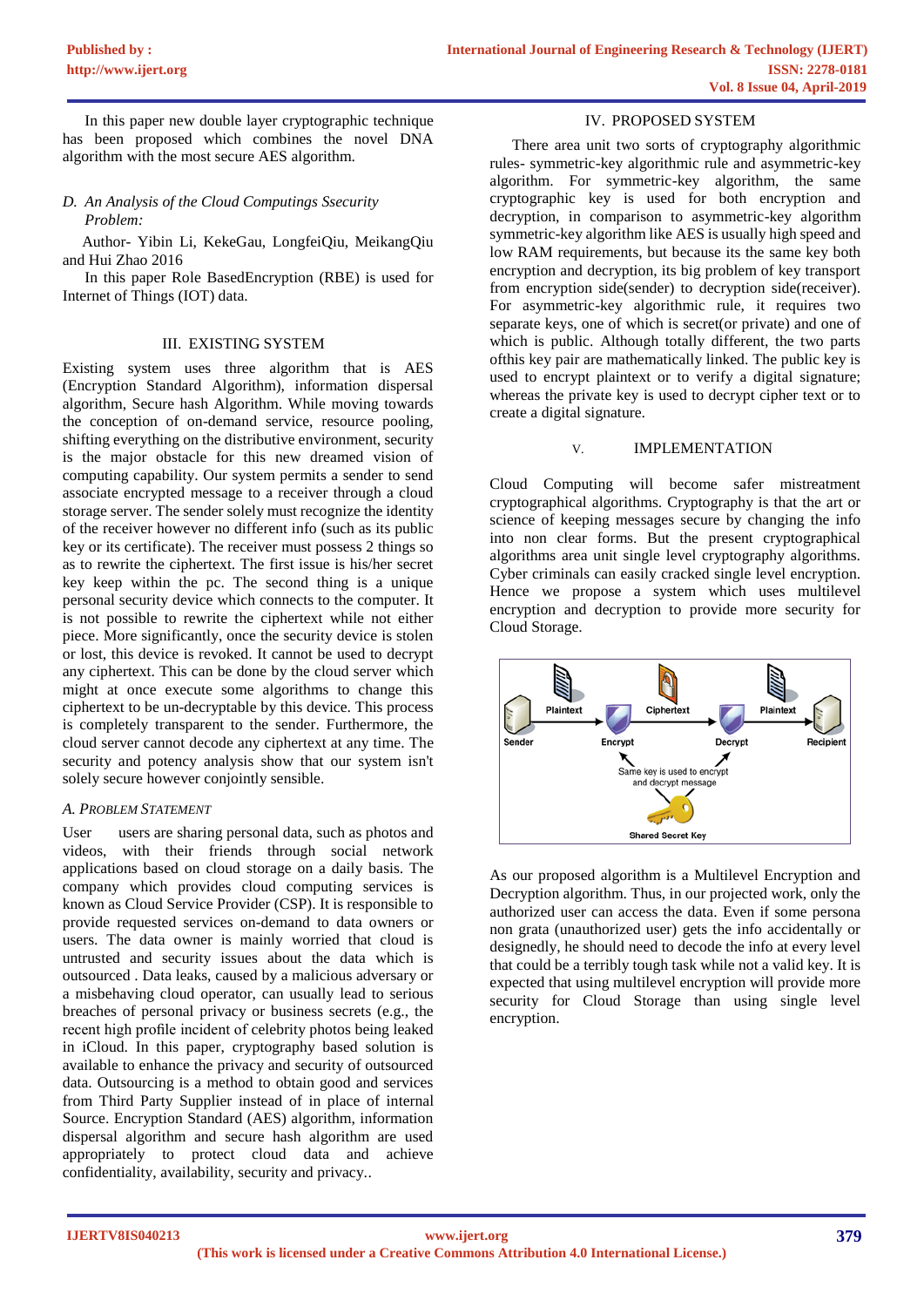In this paper new double layer cryptographic technique has been proposed which combines the novel DNA algorithm with the most secure AES algorithm.

### *D. An Analysis of the Cloud Computings Ssecurity Problem:*

Author- Yibin Li, KekeGau, LongfeiQiu, MeikangQiu and Hui Zhao 2016

In this paper Role BasedEncryption (RBE) is used for Internet of Things (IOT) data.

## III. EXISTING SYSTEM

Existing system uses three algorithm that is AES (Encryption Standard Algorithm), information dispersal algorithm, Secure hash Algorithm. While moving towards the conception of on-demand service, resource pooling, shifting everything on the distributive environment, security is the major obstacle for this new dreamed vision of computing capability. Our system permits a sender to send associate encrypted message to a receiver through a cloud storage server. The sender solely must recognize the identity of the receiver however no different info (such as its public key or its certificate). The receiver must possess 2 things so as to rewrite the ciphertext. The first issue is his/her secret key keep within the pc. The second thing is a unique personal security device which connects to the computer. It is not possible to rewrite the ciphertext while not either piece. More significantly, once the security device is stolen or lost, this device is revoked. It cannot be used to decrypt any ciphertext. This can be done by the cloud server which might at once execute some algorithms to change this ciphertext to be un-decryptable by this device. This process is completely transparent to the sender. Furthermore, the cloud server cannot decode any ciphertext at any time. The security and potency analysis show that our system isn't solely secure however conjointly sensible.

### *A. Problem Statement*

User users are sharing personal data, such as photos and videos, with their friends through social network applications based on cloud storage on a daily basis. The company which provides cloud computing services is known as Cloud Service Provider (CSP). It is responsible to provide requested services on-demand to data owners or users. The data owner is mainly worried that cloud is untrusted and security issues about the data which is outsourced . Data leaks, caused by a malicious adversary or a misbehaving cloud operator, can usually lead to serious breaches of personal privacy or business secrets (e.g., the recent high profile incident of celebrity photos being leaked in iCloud. In this paper, cryptography based solution is available to enhance the privacy and security of outsourced data. Outsourcing is a method to obtain good and services from Third Party Supplier instead of in place of internal Source. Encryption Standard (AES) algorithm, information dispersal algorithm and secure hash algorithm are used appropriately to protect cloud data and achieve confidentiality, availability, security and privacy..

## IV. PROPOSED SYSTEM

There area unit two sorts of cryptography algorithmic rules- symmetric-key algorithmic rule and asymmetric-key algorithm. For symmetric-key algorithm, the same cryptographic key is used for both encryption and decryption, in comparison to asymmetric-key algorithm symmetric-key algorithm like AES is usually high speed and low RAM requirements, but because its the same key both encryption and decryption, its big problem of key transport from encryption side(sender) to decryption side(receiver). For asymmetric-key algorithmic rule, it requires two separate keys, one of which is secret(or private) and one of which is public. Although totally different, the two parts ofthis key pair are mathematically linked. The public key is used to encrypt plaintext or to verify a digital signature; whereas the private key is used to decrypt cipher text or to create a digital signature.

## V. IMPLEMENTATION

Cloud Computing will become safer mistreatment cryptographical algorithms. Cryptography is that the art or science of keeping messages secure by changing the info into non clear forms. But the present cryptographical algorithms area unit single level cryptography algorithms. Cyber criminals can easily cracked single level encryption. Hence we propose a system which uses multilevel encryption and decryption to provide more security for Cloud Storage.

Sender → Plaintext → Encrypt → Ciphertext → Decrypt → Plaintext → Recipient

Same key is used to encrypt and decrypt message

Shared Secret Key

As our proposed algorithm is a Multilevel Encryption and Decryption algorithm. Thus, in our projected work, only the authorized user can access the data. Even if some persona non grata (unauthorized user) gets the info accidentally or designedly, he should need to decode the info at every level that could be a terribly tough task while not a valid key. It is expected that using multilevel encryption will provide more security for Cloud Storage than using single level encryption.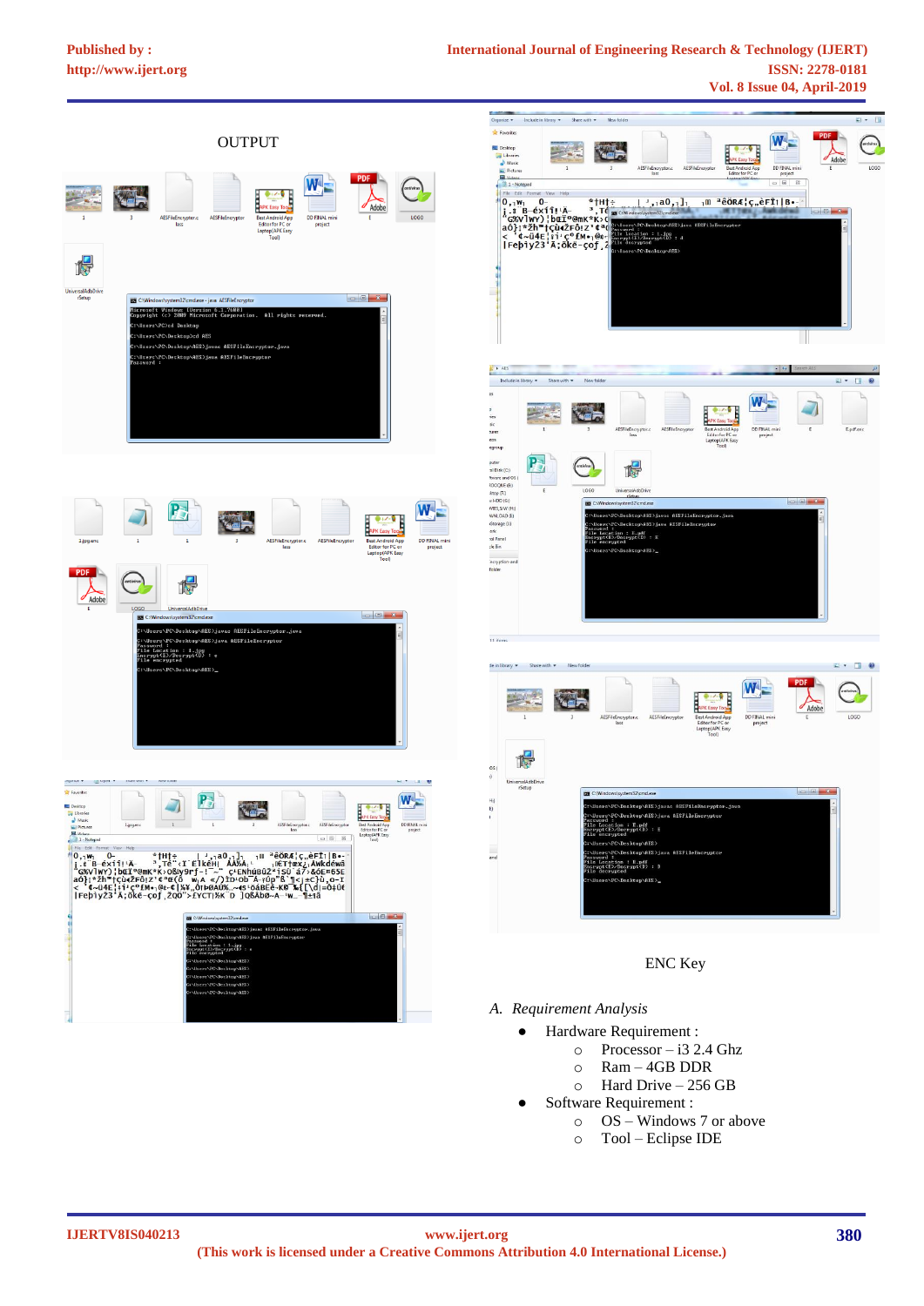OUTPUT

ENC Key

## A. Requirement Analysis

- Hardware Requirement :
  - Processor – i3 2.4 Ghz
  - Ram – 4GB DDR
  - Hard Drive – 256 GB
- Software Requirement :
  - OS – Windows 7 or above
  - Tool – Eclipse IDE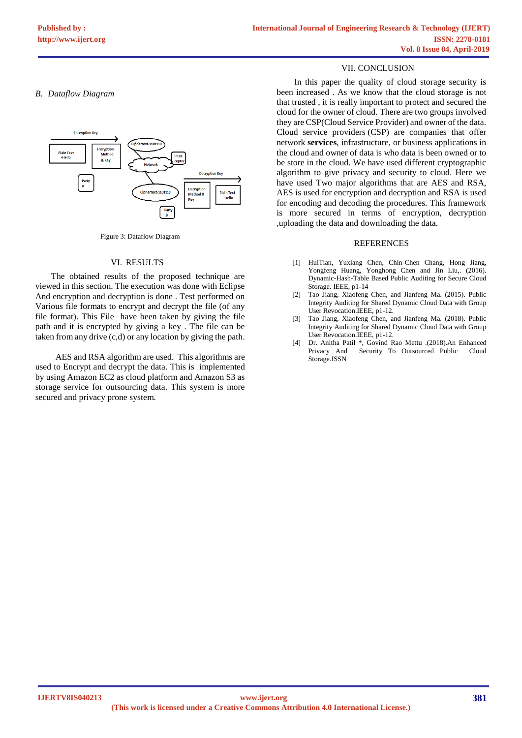### B. Dataflow Diagram

Enceyption Key

Plain Text -Hello

Encryption Method & Key

Ciphertext-1101110

Inter-ceptor

Network

Party A

Decryption Key

Ciphertext-1101110

Decryption Method & Key

Plain Text -Hello

Party B

Figure 3: Dataflow Diagram

## VI. RESULTS

The obtained results of the proposed technique are viewed in this section. The execution was done with Eclipse And encryption and decryption is done . Test performed on Various file formats to encrypt and decrypt the file (of any file format). This File have been taken by giving the file path and it is encrypted by giving a key . The file can be taken from any drive (c,d) or any location by giving the path.

AES and RSA algorithm are used. This algorithms are used to Encrypt and decrypt the data. This is implemented by using Amazon EC2 as cloud platform and Amazon S3 as storage service for outsourcing data. This system is more secured and privacy prone system.

## VII. CONCLUSION

In this paper the quality of cloud storage security is been increased . As we know that the cloud storage is not that trusted , it is really important to protect and secured the cloud for the owner of cloud. There are two groups involved they are CSP(Cloud Service Provider) and owner of the data. Cloud service providers (CSP) are companies that offer network **services**, infrastructure, or business applications in the cloud and owner of data is who data is been owned or to be store in the cloud. We have used different cryptographic algorithm to give privacy and security to cloud. Here we have used Two major algorithms that are AES and RSA, AES is used for encryption and decryption and RSA is used for encoding and decoding the procedures. This framework is more secured in terms of encryption, decryption ,uploading the data and downloading the data.

## REFERENCES

[1] HuiTian, Yuxiang Chen, Chin-Chen Chang, Hong Jiang, Yongfeng Huang, Yonghong Chen and Jin Liu,. (2016). Dynamic-Hash-Table Based Public Auditing for Secure Cloud Storage. IEEE, p1-14

[2] Tao Jiang, Xiaofeng Chen, and Jianfeng Ma. (2015). Public Integrity Auditing for Shared Dynamic Cloud Data with Group User Revocation.IEEE, p1-12.

[3] Tao Jiang, Xiaofeng Chen, and Jianfeng Ma. (2018). Public Integrity Auditing for Shared Dynamic Cloud Data with Group User Revocation.IEEE, p1-12.

[4] Dr. Anitha Patil *, Govind Rao Mettu .(2018).An Enhanced Privacy And Security To Outsourced Public Cloud Storage.ISSN